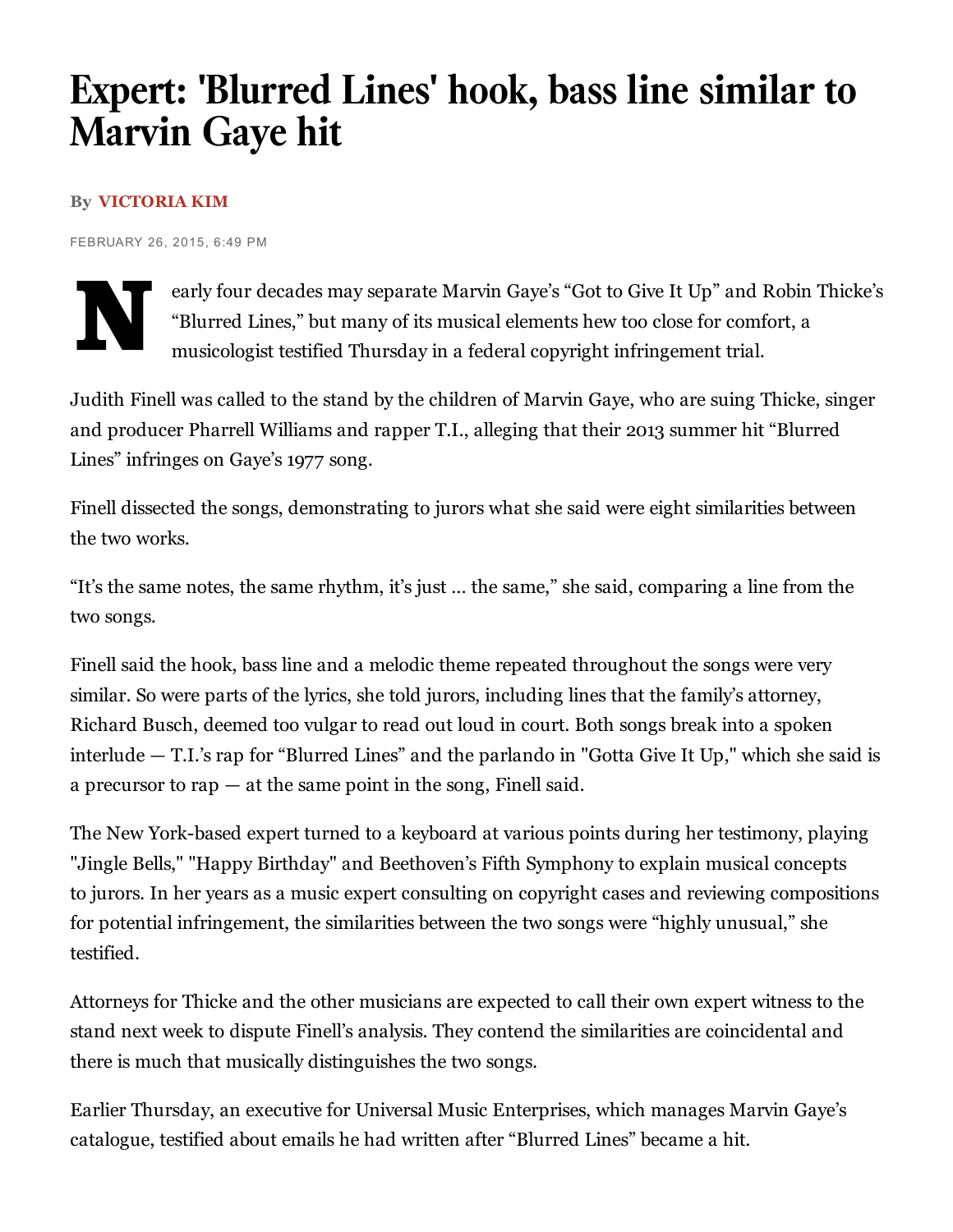# Expert: 'Blurred Lines' hook, bass line similar to Marvin Gaye hit

By **VICTORIA KIM**

FEBRUARY 26, 2015, 6:49 PM

Nearly four decades may separate Marvin Gaye's "Got to Give It Up" and Robin Thicke's "Blurred Lines," but many of its musical elements hew too close for comfort, a musicologist testified Thursday in a federal copyright infringement trial.

Judith Finell was called to the stand by the children of Marvin Gaye, who are suing Thicke, singer and producer Pharrell Williams and rapper T.I., alleging that their 2013 summer hit "Blurred Lines" infringes on Gaye's 1977 song.

Finell dissected the songs, demonstrating to jurors what she said were eight similarities between the two works.

"It's the same notes, the same rhythm, it's just ... the same," she said, comparing a line from the two songs.

Finell said the hook, bass line and a melodic theme repeated throughout the songs were very similar. So were parts of the lyrics, she told jurors, including lines that the family's attorney, Richard Busch, deemed too vulgar to read out loud in court. Both songs break into a spoken interlude — T.I.'s rap for "Blurred Lines" and the parlando in "Gotta Give It Up," which she said is a precursor to rap — at the same point in the song, Finell said.

The New York-based expert turned to a keyboard at various points during her testimony, playing "Jingle Bells," "Happy Birthday" and Beethoven's Fifth Symphony to explain musical concepts to jurors. In her years as a music expert consulting on copyright cases and reviewing compositions for potential infringement, the similarities between the two songs were "highly unusual," she testified.

Attorneys for Thicke and the other musicians are expected to call their own expert witness to the stand next week to dispute Finell's analysis. They contend the similarities are coincidental and there is much that musically distinguishes the two songs.

Earlier Thursday, an executive for Universal Music Enterprises, which manages Marvin Gaye's catalogue, testified about emails he had written after "Blurred Lines" became a hit.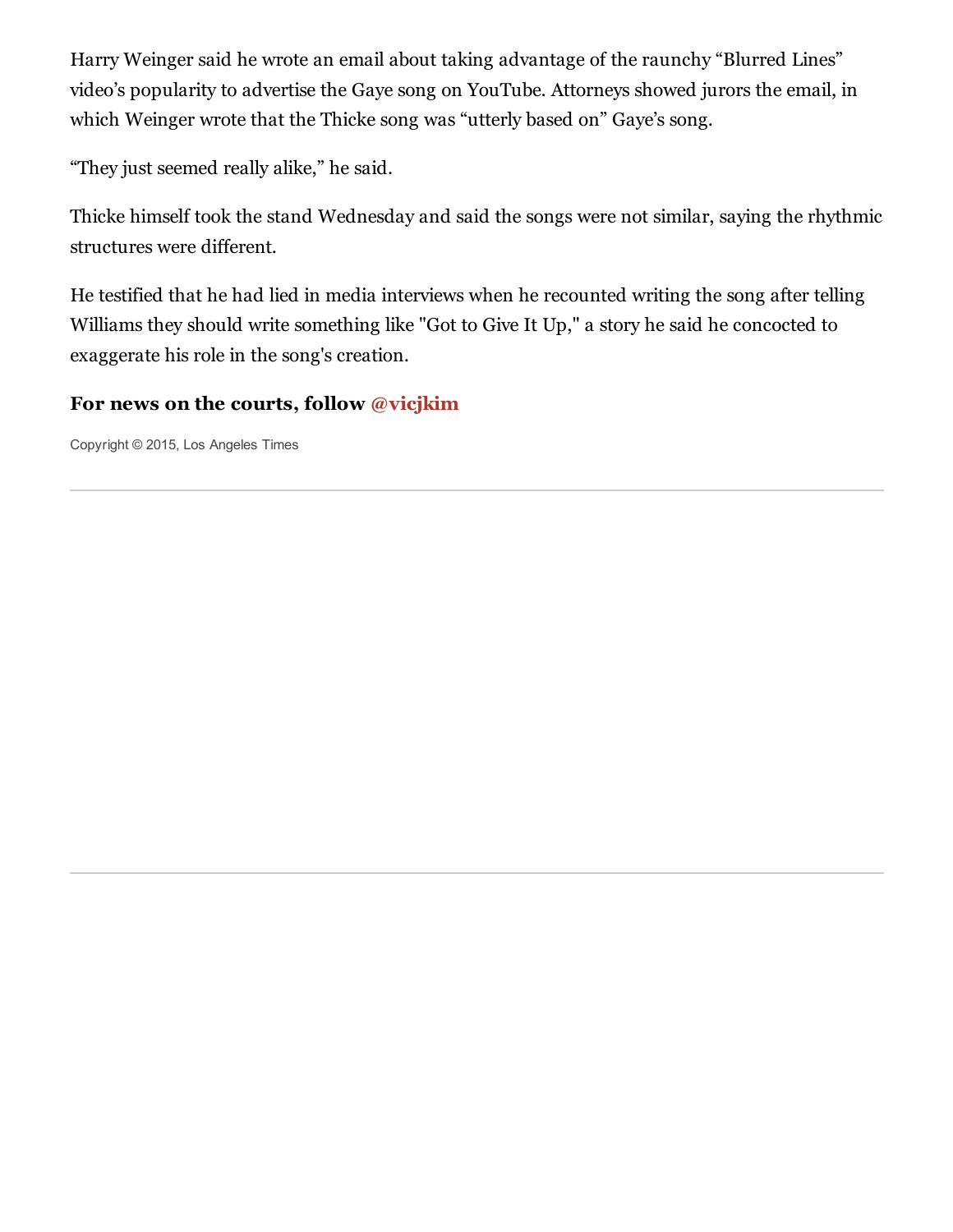Harry Weinger said he wrote an email about taking advantage of the raunchy “Blurred Lines” video’s popularity to advertise the Gaye song on YouTube. Attorneys showed jurors the email, in which Weinger wrote that the Thicke song was “utterly based on” Gaye’s song.

“They just seemed really alike,” he said.

Thicke himself took the stand Wednesday and said the songs were not similar, saying the rhythmic structures were different.

He testified that he had lied in media interviews when he recounted writing the song after telling Williams they should write something like "Got to Give It Up," a story he said he concocted to exaggerate his role in the song's creation.

**For news on the courts, follow @vicjkim**

Copyright © 2015, Los Angeles Times